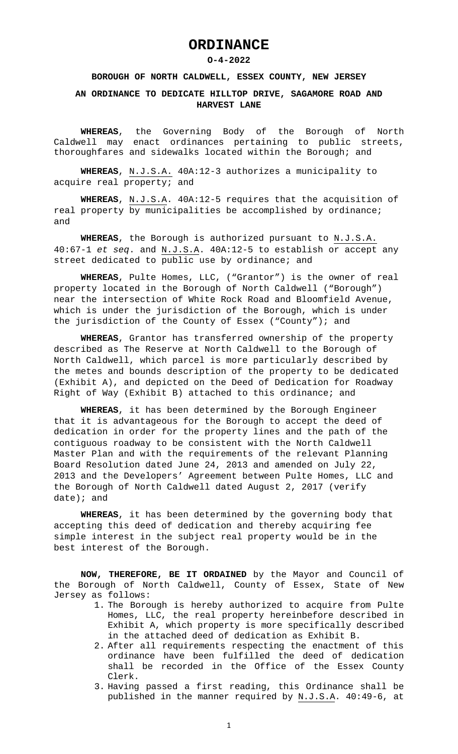# ORDINANCE

**O-4-2022**

**BOROUGH OF NORTH CALDWELL, ESSEX COUNTY, NEW JERSEY**

**AN ORDINANCE TO DEDICATE HILLTOP DRIVE, SAGAMORE ROAD AND HARVEST LANE**

**WHEREAS**, the Governing Body of the Borough of North Caldwell may enact ordinances pertaining to public streets, thoroughfares and sidewalks located within the Borough; and

**WHEREAS**, N.J.S.A. 40A:12-3 authorizes a municipality to acquire real property; and

**WHEREAS**, N.J.S.A. 40A:12-5 requires that the acquisition of real property by municipalities be accomplished by ordinance; and

**WHEREAS**, the Borough is authorized pursuant to N.J.S.A. 40:67-1 *et seq*. and N.J.S.A. 40A:12-5 to establish or accept any street dedicated to public use by ordinance; and

**WHEREAS**, Pulte Homes, LLC, ("Grantor") is the owner of real property located in the Borough of North Caldwell ("Borough") near the intersection of White Rock Road and Bloomfield Avenue, which is under the jurisdiction of the Borough, which is under the jurisdiction of the County of Essex ("County"); and

**WHEREAS**, Grantor has transferred ownership of the property described as The Reserve at North Caldwell to the Borough of North Caldwell, which parcel is more particularly described by the metes and bounds description of the property to be dedicated (Exhibit A), and depicted on the Deed of Dedication for Roadway Right of Way (Exhibit B) attached to this ordinance; and

**WHEREAS**, it has been determined by the Borough Engineer that it is advantageous for the Borough to accept the deed of dedication in order for the property lines and the path of the contiguous roadway to be consistent with the North Caldwell Master Plan and with the requirements of the relevant Planning Board Resolution dated June 24, 2013 and amended on July 22, 2013 and the Developers' Agreement between Pulte Homes, LLC and the Borough of North Caldwell dated August 2, 2017 (verify date); and

**WHEREAS**, it has been determined by the governing body that accepting this deed of dedication and thereby acquiring fee simple interest in the subject real property would be in the best interest of the Borough.

**NOW, THEREFORE, BE IT ORDAINED** by the Mayor and Council of the Borough of North Caldwell, County of Essex, State of New Jersey as follows:

1. The Borough is hereby authorized to acquire from Pulte Homes, LLC, the real property hereinbefore described in Exhibit A, which property is more specifically described in the attached deed of dedication as Exhibit B.
2. After all requirements respecting the enactment of this ordinance have been fulfilled the deed of dedication shall be recorded in the Office of the Essex County Clerk.
3. Having passed a first reading, this Ordinance shall be published in the manner required by N.J.S.A. 40:49-6, at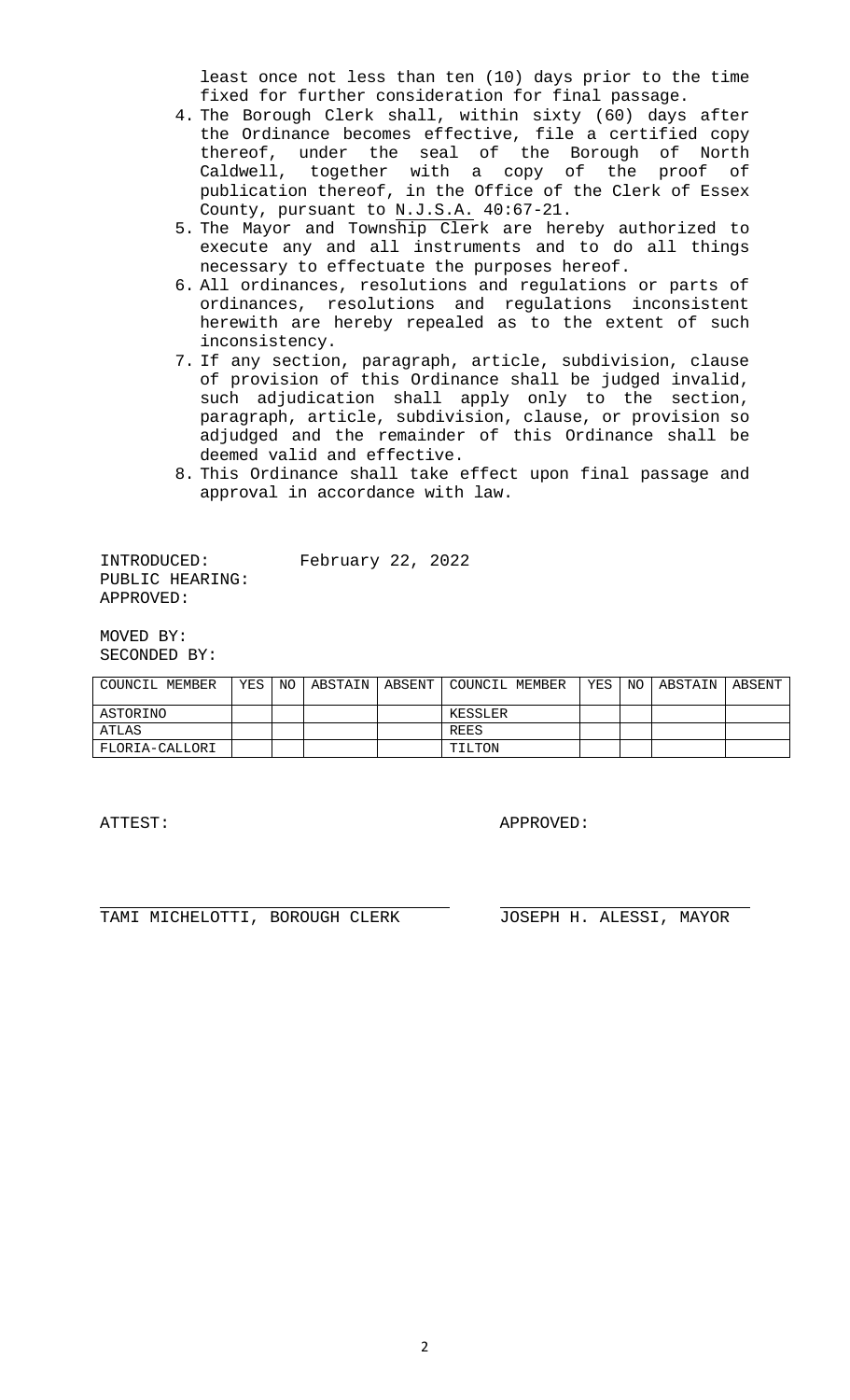least once not less than ten (10) days prior to the time fixed for further consideration for final passage.

4. The Borough Clerk shall, within sixty (60) days after the Ordinance becomes effective, file a certified copy thereof, under the seal of the Borough of North Caldwell, together with a copy of the proof of publication thereof, in the Office of the Clerk of Essex County, pursuant to N.J.S.A. 40:67-21.
5. The Mayor and Township Clerk are hereby authorized to execute any and all instruments and to do all things necessary to effectuate the purposes hereof.
6. All ordinances, resolutions and regulations or parts of ordinances, resolutions and regulations inconsistent herewith are hereby repealed as to the extent of such inconsistency.
7. If any section, paragraph, article, subdivision, clause of provision of this Ordinance shall be judged invalid, such adjudication shall apply only to the section, paragraph, article, subdivision, clause, or provision so adjudged and the remainder of this Ordinance shall be deemed valid and effective.
8. This Ordinance shall take effect upon final passage and approval in accordance with law.

INTRODUCED: February 22, 2022
PUBLIC HEARING:
APPROVED:

MOVED BY:
SECONDED BY:

| COUNCIL MEMBER | YES | NO | ABSTAIN | ABSENT | COUNCIL MEMBER | YES | NO | ABSTAIN | ABSENT |
|---|---|---|---|---|---|---|---|---|---|
| ASTORINO | | | | | KESSLER | | | | |
| ATLAS | | | | | REES | | | | |
| FLORIA-CALLORI | | | | | TILTON | | | | |

ATTEST:

TAMI MICHELOTTI, BOROUGH CLERK

APPROVED:

JOSEPH H. ALESSI, MAYOR